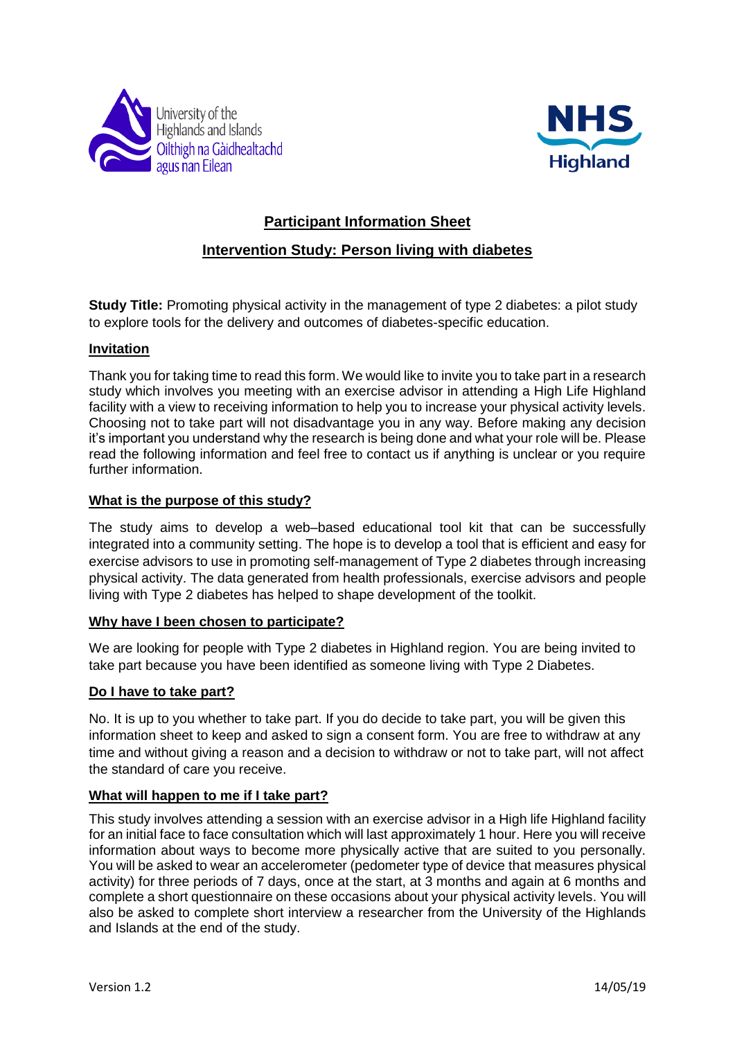University of the Highlands and Islands
Oilthigh na Gàidhealtachd agus nan Eilean

NHS Highland

# Participant Information Sheet

## Intervention Study: Person living with diabetes

**Study Title:** Promoting physical activity in the management of type 2 diabetes: a pilot study to explore tools for the delivery and outcomes of diabetes-specific education.

### Invitation

Thank you for taking time to read this form. We would like to invite you to take part in a research study which involves you meeting with an exercise advisor in attending a High Life Highland facility with a view to receiving information to help you to increase your physical activity levels. Choosing not to take part will not disadvantage you in any way. Before making any decision it's important you understand why the research is being done and what your role will be. Please read the following information and feel free to contact us if anything is unclear or you require further information.

### What is the purpose of this study?

The study aims to develop a web–based educational tool kit that can be successfully integrated into a community setting. The hope is to develop a tool that is efficient and easy for exercise advisors to use in promoting self-management of Type 2 diabetes through increasing physical activity. The data generated from health professionals, exercise advisors and people living with Type 2 diabetes has helped to shape development of the toolkit.

### Why have I been chosen to participate?

We are looking for people with Type 2 diabetes in Highland region. You are being invited to take part because you have been identified as someone living with Type 2 Diabetes.

### Do I have to take part?

No. It is up to you whether to take part. If you do decide to take part, you will be given this information sheet to keep and asked to sign a consent form. You are free to withdraw at any time and without giving a reason and a decision to withdraw or not to take part, will not affect the standard of care you receive.

### What will happen to me if I take part?

This study involves attending a session with an exercise advisor in a High life Highland facility for an initial face to face consultation which will last approximately 1 hour. Here you will receive information about ways to become more physically active that are suited to you personally. You will be asked to wear an accelerometer (pedometer type of device that measures physical activity) for three periods of 7 days, once at the start, at 3 months and again at 6 months and complete a short questionnaire on these occasions about your physical activity levels. You will also be asked to complete short interview a researcher from the University of the Highlands and Islands at the end of the study.

Version 1.2 14/05/19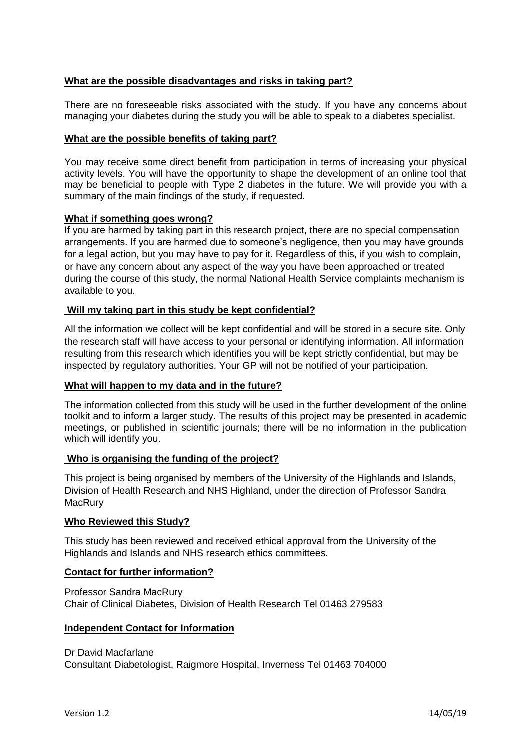## What are the possible disadvantages and risks in taking part?

There are no foreseeable risks associated with the study. If you have any concerns about managing your diabetes during the study you will be able to speak to a diabetes specialist.

## What are the possible benefits of taking part?

You may receive some direct benefit from participation in terms of increasing your physical activity levels. You will have the opportunity to shape the development of an online tool that may be beneficial to people with Type 2 diabetes in the future. We will provide you with a summary of the main findings of the study, if requested.

## What if something goes wrong?

If you are harmed by taking part in this research project, there are no special compensation arrangements. If you are harmed due to someone's negligence, then you may have grounds for a legal action, but you may have to pay for it. Regardless of this, if you wish to complain, or have any concern about any aspect of the way you have been approached or treated during the course of this study, the normal National Health Service complaints mechanism is available to you.

## Will my taking part in this study be kept confidential?

All the information we collect will be kept confidential and will be stored in a secure site. Only the research staff will have access to your personal or identifying information. All information resulting from this research which identifies you will be kept strictly confidential, but may be inspected by regulatory authorities. Your GP will not be notified of your participation.

## What will happen to my data and in the future?

The information collected from this study will be used in the further development of the online toolkit and to inform a larger study. The results of this project may be presented in academic meetings, or published in scientific journals; there will be no information in the publication which will identify you.

## Who is organising the funding of the project?

This project is being organised by members of the University of the Highlands and Islands, Division of Health Research and NHS Highland, under the direction of Professor Sandra MacRury

## Who Reviewed this Study?

This study has been reviewed and received ethical approval from the University of the Highlands and Islands and NHS research ethics committees.

## Contact for further information?

Professor Sandra MacRury
Chair of Clinical Diabetes, Division of Health Research Tel 01463 279583

## Independent Contact for Information

Dr David Macfarlane
Consultant Diabetologist, Raigmore Hospital, Inverness Tel 01463 704000

Version 1.2 14/05/19